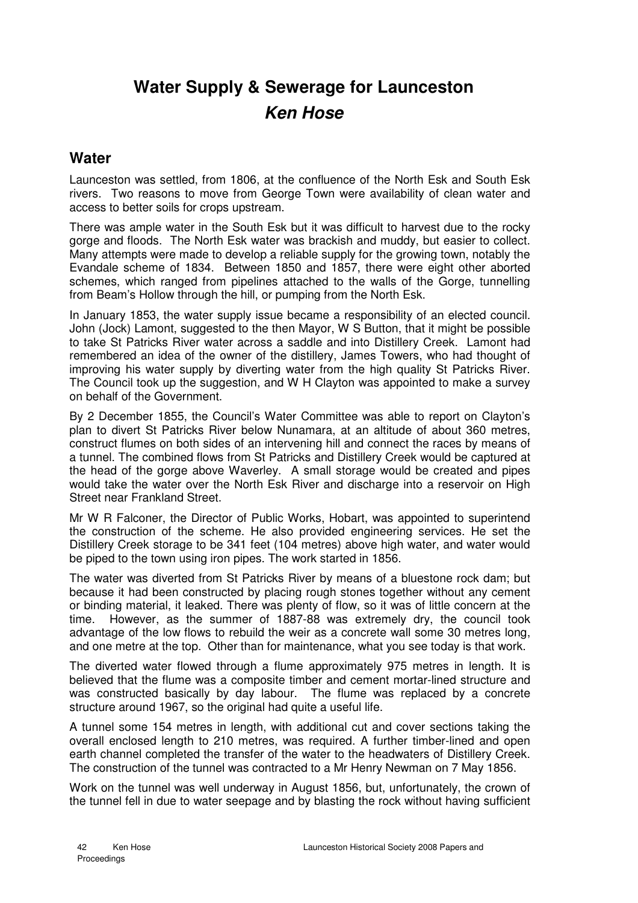# Water Supply & Sewerage for Launceston

## *Ken Hose*

## Water

Launceston was settled, from 1806, at the confluence of the North Esk and South Esk rivers. Two reasons to move from George Town were availability of clean water and access to better soils for crops upstream.

There was ample water in the South Esk but it was difficult to harvest due to the rocky gorge and floods. The North Esk water was brackish and muddy, but easier to collect. Many attempts were made to develop a reliable supply for the growing town, notably the Evandale scheme of 1834. Between 1850 and 1857, there were eight other aborted schemes, which ranged from pipelines attached to the walls of the Gorge, tunnelling from Beam's Hollow through the hill, or pumping from the North Esk.

In January 1853, the water supply issue became a responsibility of an elected council. John (Jock) Lamont, suggested to the then Mayor, W S Button, that it might be possible to take St Patricks River water across a saddle and into Distillery Creek. Lamont had remembered an idea of the owner of the distillery, James Towers, who had thought of improving his water supply by diverting water from the high quality St Patricks River. The Council took up the suggestion, and W H Clayton was appointed to make a survey on behalf of the Government.

By 2 December 1855, the Council's Water Committee was able to report on Clayton's plan to divert St Patricks River below Nunamara, at an altitude of about 360 metres, construct flumes on both sides of an intervening hill and connect the races by means of a tunnel. The combined flows from St Patricks and Distillery Creek would be captured at the head of the gorge above Waverley. A small storage would be created and pipes would take the water over the North Esk River and discharge into a reservoir on High Street near Frankland Street.

Mr W R Falconer, the Director of Public Works, Hobart, was appointed to superintend the construction of the scheme. He also provided engineering services. He set the Distillery Creek storage to be 341 feet (104 metres) above high water, and water would be piped to the town using iron pipes. The work started in 1856.

The water was diverted from St Patricks River by means of a bluestone rock dam; but because it had been constructed by placing rough stones together without any cement or binding material, it leaked. There was plenty of flow, so it was of little concern at the time. However, as the summer of 1887-88 was extremely dry, the council took advantage of the low flows to rebuild the weir as a concrete wall some 30 metres long, and one metre at the top. Other than for maintenance, what you see today is that work.

The diverted water flowed through a flume approximately 975 metres in length. It is believed that the flume was a composite timber and cement mortar-lined structure and was constructed basically by day labour. The flume was replaced by a concrete structure around 1967, so the original had quite a useful life.

A tunnel some 154 metres in length, with additional cut and cover sections taking the overall enclosed length to 210 metres, was required. A further timber-lined and open earth channel completed the transfer of the water to the headwaters of Distillery Creek. The construction of the tunnel was contracted to a Mr Henry Newman on 7 May 1856.

Work on the tunnel was well underway in August 1856, but, unfortunately, the crown of the tunnel fell in due to water seepage and by blasting the rock without having sufficient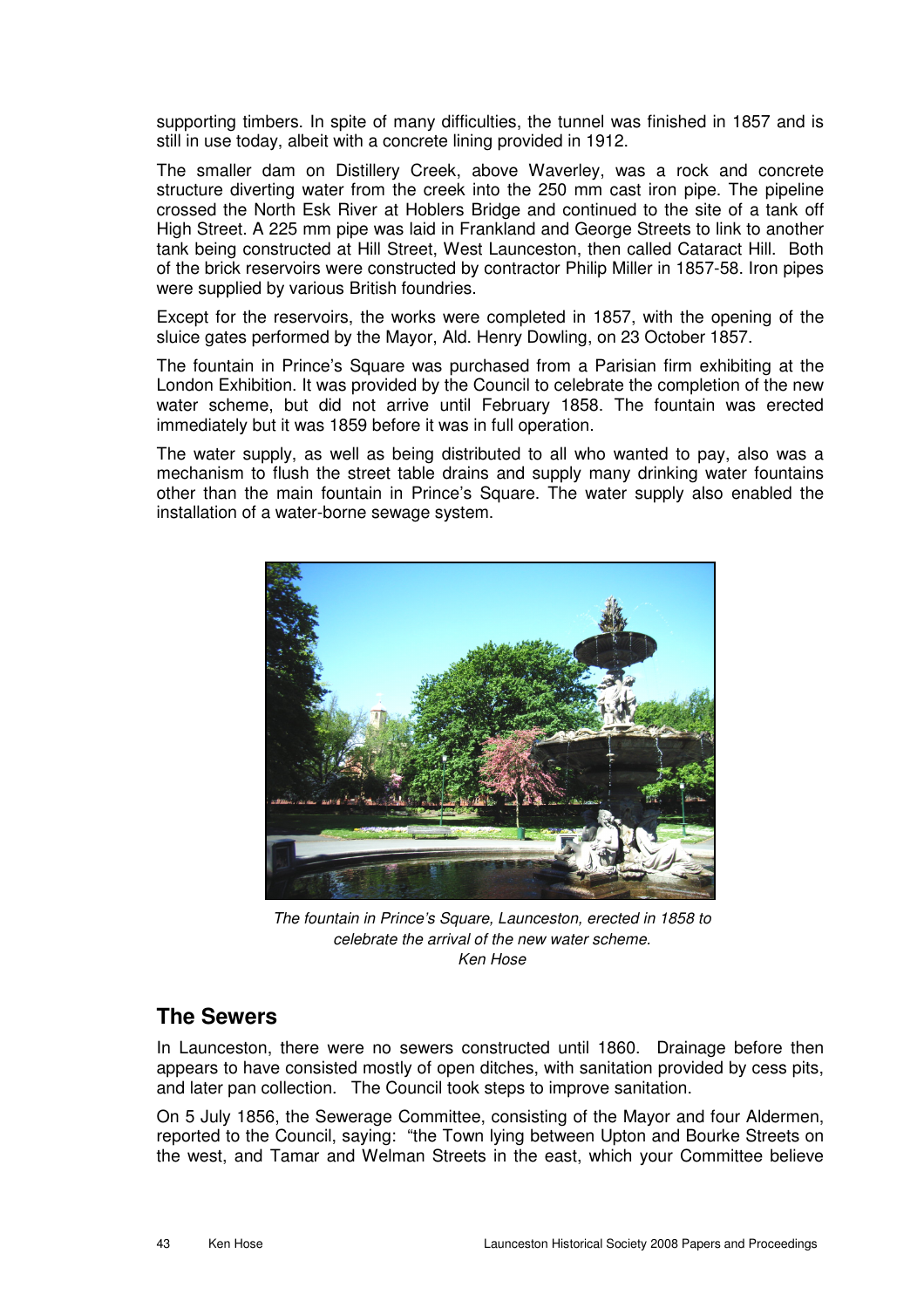supporting timbers. In spite of many difficulties, the tunnel was finished in 1857 and is still in use today, albeit with a concrete lining provided in 1912.

The smaller dam on Distillery Creek, above Waverley, was a rock and concrete structure diverting water from the creek into the 250 mm cast iron pipe. The pipeline crossed the North Esk River at Hoblers Bridge and continued to the site of a tank off High Street. A 225 mm pipe was laid in Frankland and George Streets to link to another tank being constructed at Hill Street, West Launceston, then called Cataract Hill. Both of the brick reservoirs were constructed by contractor Philip Miller in 1857-58. Iron pipes were supplied by various British foundries.

Except for the reservoirs, the works were completed in 1857, with the opening of the sluice gates performed by the Mayor, Ald. Henry Dowling, on 23 October 1857.

The fountain in Prince's Square was purchased from a Parisian firm exhibiting at the London Exhibition. It was provided by the Council to celebrate the completion of the new water scheme, but did not arrive until February 1858. The fountain was erected immediately but it was 1859 before it was in full operation.

The water supply, as well as being distributed to all who wanted to pay, also was a mechanism to flush the street table drains and supply many drinking water fountains other than the main fountain in Prince's Square. The water supply also enabled the installation of a water-borne sewage system.

*The fountain in Prince's Square, Launceston, erected in 1858 to celebrate the arrival of the new water scheme.*
*Ken Hose*

## The Sewers

In Launceston, there were no sewers constructed until 1860. Drainage before then appears to have consisted mostly of open ditches, with sanitation provided by cess pits, and later pan collection. The Council took steps to improve sanitation.

On 5 July 1856, the Sewerage Committee, consisting of the Mayor and four Aldermen, reported to the Council, saying: "the Town lying between Upton and Bourke Streets on the west, and Tamar and Welman Streets in the east, which your Committee believe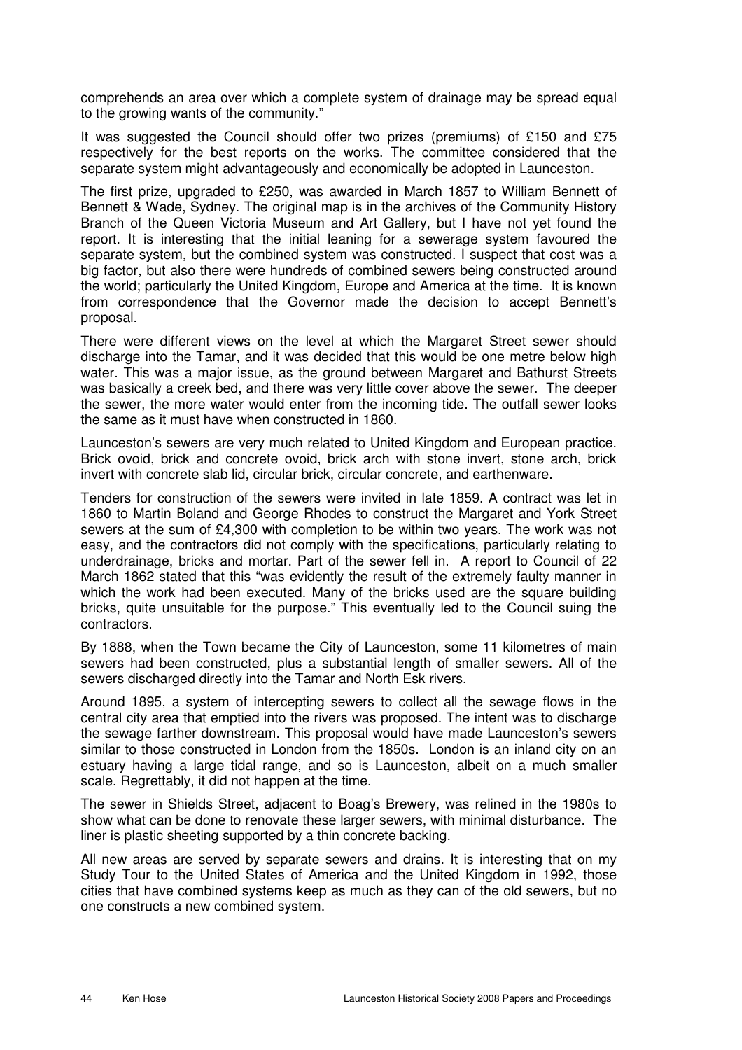comprehends an area over which a complete system of drainage may be spread equal to the growing wants of the community."

It was suggested the Council should offer two prizes (premiums) of £150 and £75 respectively for the best reports on the works. The committee considered that the separate system might advantageously and economically be adopted in Launceston.

The first prize, upgraded to £250, was awarded in March 1857 to William Bennett of Bennett & Wade, Sydney. The original map is in the archives of the Community History Branch of the Queen Victoria Museum and Art Gallery, but I have not yet found the report. It is interesting that the initial leaning for a sewerage system favoured the separate system, but the combined system was constructed. I suspect that cost was a big factor, but also there were hundreds of combined sewers being constructed around the world; particularly the United Kingdom, Europe and America at the time. It is known from correspondence that the Governor made the decision to accept Bennett's proposal.

There were different views on the level at which the Margaret Street sewer should discharge into the Tamar, and it was decided that this would be one metre below high water. This was a major issue, as the ground between Margaret and Bathurst Streets was basically a creek bed, and there was very little cover above the sewer. The deeper the sewer, the more water would enter from the incoming tide. The outfall sewer looks the same as it must have when constructed in 1860.

Launceston's sewers are very much related to United Kingdom and European practice. Brick ovoid, brick and concrete ovoid, brick arch with stone invert, stone arch, brick invert with concrete slab lid, circular brick, circular concrete, and earthenware.

Tenders for construction of the sewers were invited in late 1859. A contract was let in 1860 to Martin Boland and George Rhodes to construct the Margaret and York Street sewers at the sum of £4,300 with completion to be within two years. The work was not easy, and the contractors did not comply with the specifications, particularly relating to underdrainage, bricks and mortar. Part of the sewer fell in. A report to Council of 22 March 1862 stated that this "was evidently the result of the extremely faulty manner in which the work had been executed. Many of the bricks used are the square building bricks, quite unsuitable for the purpose." This eventually led to the Council suing the contractors.

By 1888, when the Town became the City of Launceston, some 11 kilometres of main sewers had been constructed, plus a substantial length of smaller sewers. All of the sewers discharged directly into the Tamar and North Esk rivers.

Around 1895, a system of intercepting sewers to collect all the sewage flows in the central city area that emptied into the rivers was proposed. The intent was to discharge the sewage farther downstream. This proposal would have made Launceston's sewers similar to those constructed in London from the 1850s. London is an inland city on an estuary having a large tidal range, and so is Launceston, albeit on a much smaller scale. Regrettably, it did not happen at the time.

The sewer in Shields Street, adjacent to Boag's Brewery, was relined in the 1980s to show what can be done to renovate these larger sewers, with minimal disturbance. The liner is plastic sheeting supported by a thin concrete backing.

All new areas are served by separate sewers and drains. It is interesting that on my Study Tour to the United States of America and the United Kingdom in 1992, those cities that have combined systems keep as much as they can of the old sewers, but no one constructs a new combined system.